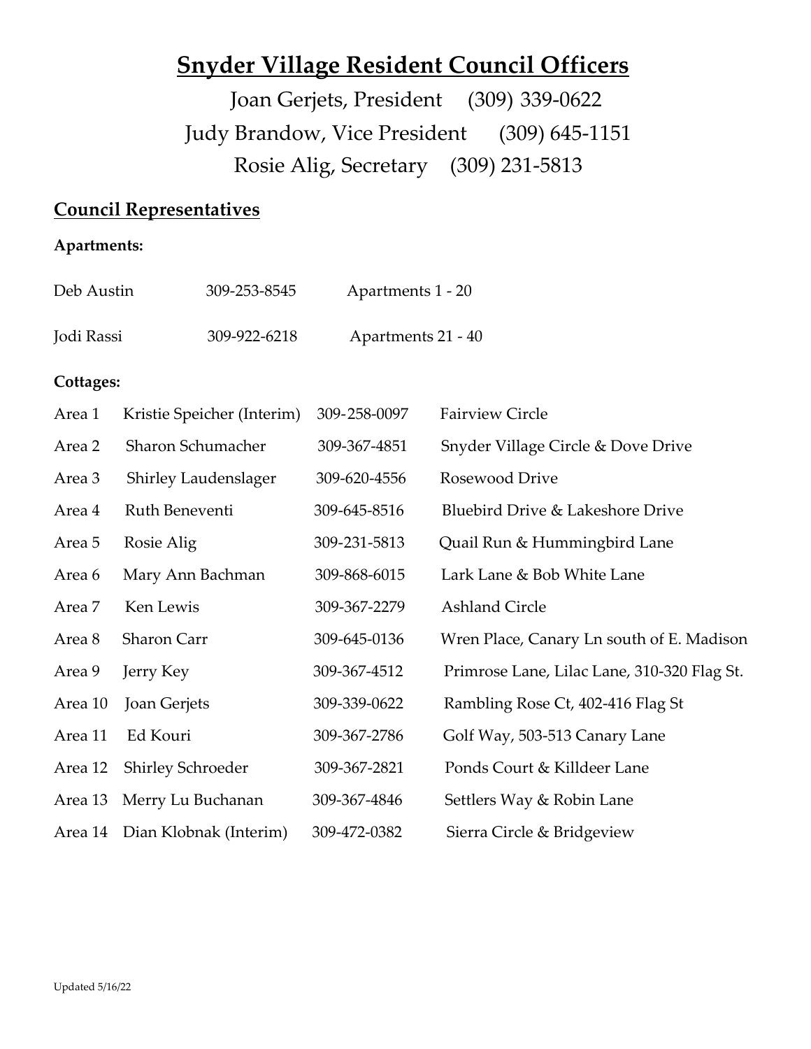# Snyder Village Resident Council Officers

Joan Gerjets, President (309) 339-0622

Judy Brandow, Vice President (309) 645-1151

Rosie Alig, Secretary (309) 231-5813

## Council Representatives

**Apartments:**

| | | |
|---|---|---|
| Deb Austin | 309-253-8545 | Apartments 1 - 20 |
| Jodi Rassi | 309-922-6218 | Apartments 21 - 40 |

**Cottages:**

| | | | |
|---|---|---|---|
| Area 1 | Kristie Speicher (Interim) | 309-258-0097 | Fairview Circle |
| Area 2 | Sharon Schumacher | 309-367-4851 | Snyder Village Circle & Dove Drive |
| Area 3 | Shirley Laudenslager | 309-620-4556 | Rosewood Drive |
| Area 4 | Ruth Beneventi | 309-645-8516 | Bluebird Drive & Lakeshore Drive |
| Area 5 | Rosie Alig | 309-231-5813 | Quail Run & Hummingbird Lane |
| Area 6 | Mary Ann Bachman | 309-868-6015 | Lark Lane & Bob White Lane |
| Area 7 | Ken Lewis | 309-367-2279 | Ashland Circle |
| Area 8 | Sharon Carr | 309-645-0136 | Wren Place, Canary Ln south of E. Madison |
| Area 9 | Jerry Key | 309-367-4512 | Primrose Lane, Lilac Lane, 310-320 Flag St. |
| Area 10 | Joan Gerjets | 309-339-0622 | Rambling Rose Ct, 402-416 Flag St |
| Area 11 | Ed Kouri | 309-367-2786 | Golf Way, 503-513 Canary Lane |
| Area 12 | Shirley Schroeder | 309-367-2821 | Ponds Court & Killdeer Lane |
| Area 13 | Merry Lu Buchanan | 309-367-4846 | Settlers Way & Robin Lane |
| Area 14 | Dian Klobnak (Interim) | 309-472-0382 | Sierra Circle & Bridgeview |

Updated 5/16/22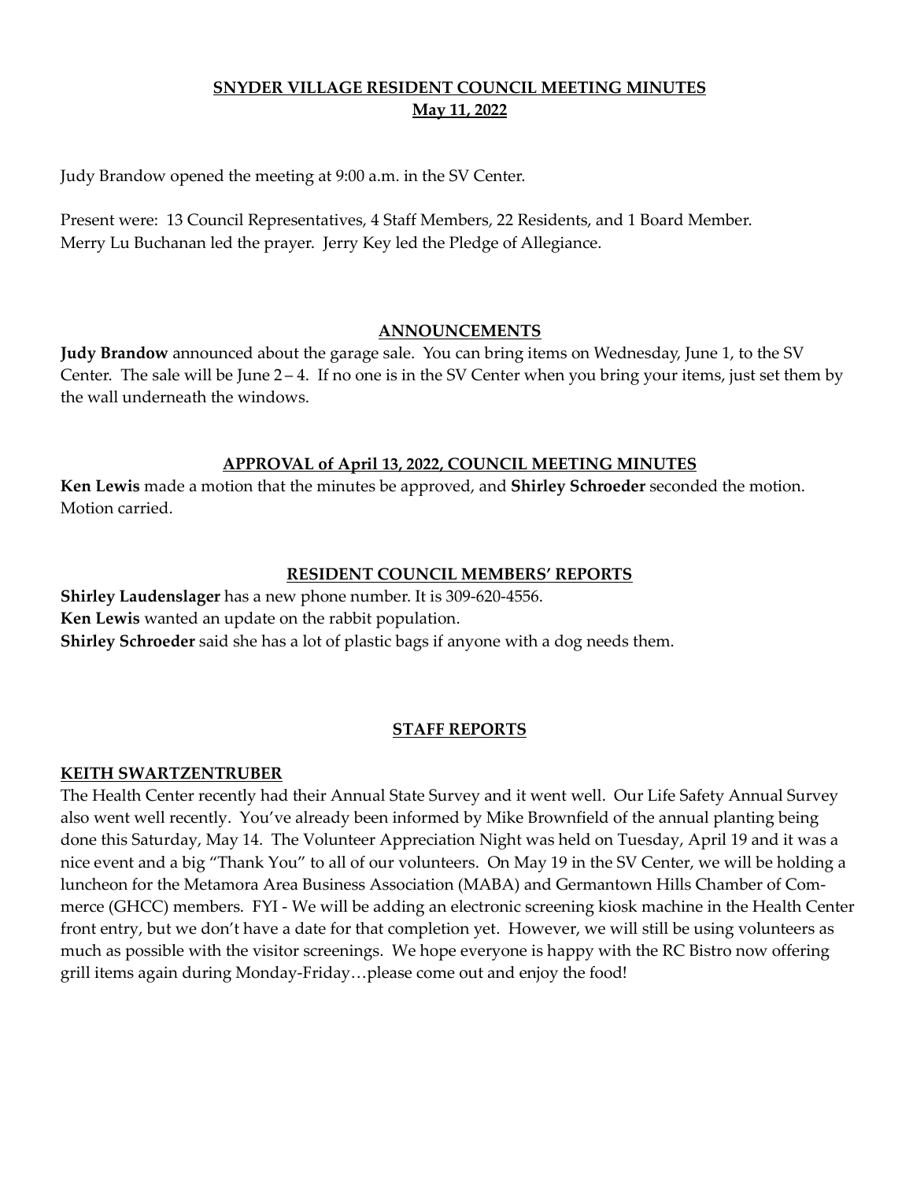## SNYDER VILLAGE RESIDENT COUNCIL MEETING MINUTES
## May 11, 2022

Judy Brandow opened the meeting at 9:00 a.m. in the SV Center.

Present were: 13 Council Representatives, 4 Staff Members, 22 Residents, and 1 Board Member.
Merry Lu Buchanan led the prayer. Jerry Key led the Pledge of Allegiance.

### ANNOUNCEMENTS

**Judy Brandow** announced about the garage sale. You can bring items on Wednesday, June 1, to the SV Center. The sale will be June 2 – 4. If no one is in the SV Center when you bring your items, just set them by the wall underneath the windows.

### APPROVAL of April 13, 2022, COUNCIL MEETING MINUTES

**Ken Lewis** made a motion that the minutes be approved, and **Shirley Schroeder** seconded the motion. Motion carried.

### RESIDENT COUNCIL MEMBERS' REPORTS

**Shirley Laudenslager** has a new phone number. It is 309-620-4556.
**Ken Lewis** wanted an update on the rabbit population.
**Shirley Schroeder** said she has a lot of plastic bags if anyone with a dog needs them.

### STAFF REPORTS

#### KEITH SWARTZENTRUBER

The Health Center recently had their Annual State Survey and it went well. Our Life Safety Annual Survey also went well recently. You've already been informed by Mike Brownfield of the annual planting being done this Saturday, May 14. The Volunteer Appreciation Night was held on Tuesday, April 19 and it was a nice event and a big "Thank You" to all of our volunteers. On May 19 in the SV Center, we will be holding a luncheon for the Metamora Area Business Association (MABA) and Germantown Hills Chamber of Commerce (GHCC) members. FYI - We will be adding an electronic screening kiosk machine in the Health Center front entry, but we don't have a date for that completion yet. However, we will still be using volunteers as much as possible with the visitor screenings. We hope everyone is happy with the RC Bistro now offering grill items again during Monday-Friday…please come out and enjoy the food!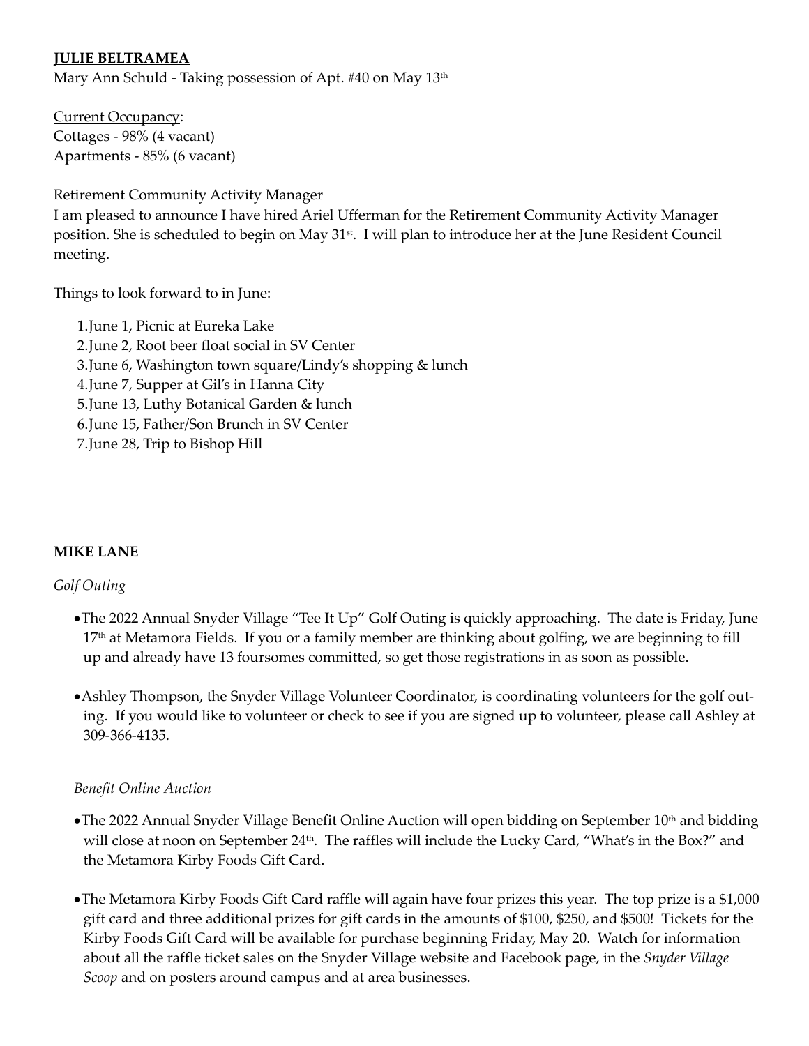**<u>JULIE BELTRAMEA</u>**

Mary Ann Schuld - Taking possession of Apt. #40 on May 13th

<u>Current Occupancy</u>:
Cottages - 98% (4 vacant)
Apartments - 85% (6 vacant)

<u>Retirement Community Activity Manager</u>

I am pleased to announce I have hired Ariel Ufferman for the Retirement Community Activity Manager position. She is scheduled to begin on May 31st. I will plan to introduce her at the June Resident Council meeting.

Things to look forward to in June:

1. June 1, Picnic at Eureka Lake
2. June 2, Root beer float social in SV Center
3. June 6, Washington town square/Lindy's shopping & lunch
4. June 7, Supper at Gil's in Hanna City
5. June 13, Luthy Botanical Garden & lunch
6. June 15, Father/Son Brunch in SV Center
7. June 28, Trip to Bishop Hill

**<u>MIKE LANE</u>**

*Golf Outing*

- The 2022 Annual Snyder Village "Tee It Up" Golf Outing is quickly approaching. The date is Friday, June 17th at Metamora Fields. If you or a family member are thinking about golfing, we are beginning to fill up and already have 13 foursomes committed, so get those registrations in as soon as possible.

- Ashley Thompson, the Snyder Village Volunteer Coordinator, is coordinating volunteers for the golf outing. If you would like to volunteer or check to see if you are signed up to volunteer, please call Ashley at 309-366-4135.

*Benefit Online Auction*

- The 2022 Annual Snyder Village Benefit Online Auction will open bidding on September 10th and bidding will close at noon on September 24th. The raffles will include the Lucky Card, "What's in the Box?" and the Metamora Kirby Foods Gift Card.

- The Metamora Kirby Foods Gift Card raffle will again have four prizes this year. The top prize is a $1,000 gift card and three additional prizes for gift cards in the amounts of $100, $250, and $500! Tickets for the Kirby Foods Gift Card will be available for purchase beginning Friday, May 20. Watch for information about all the raffle ticket sales on the Snyder Village website and Facebook page, in the *Snyder Village Scoop* and on posters around campus and at area businesses.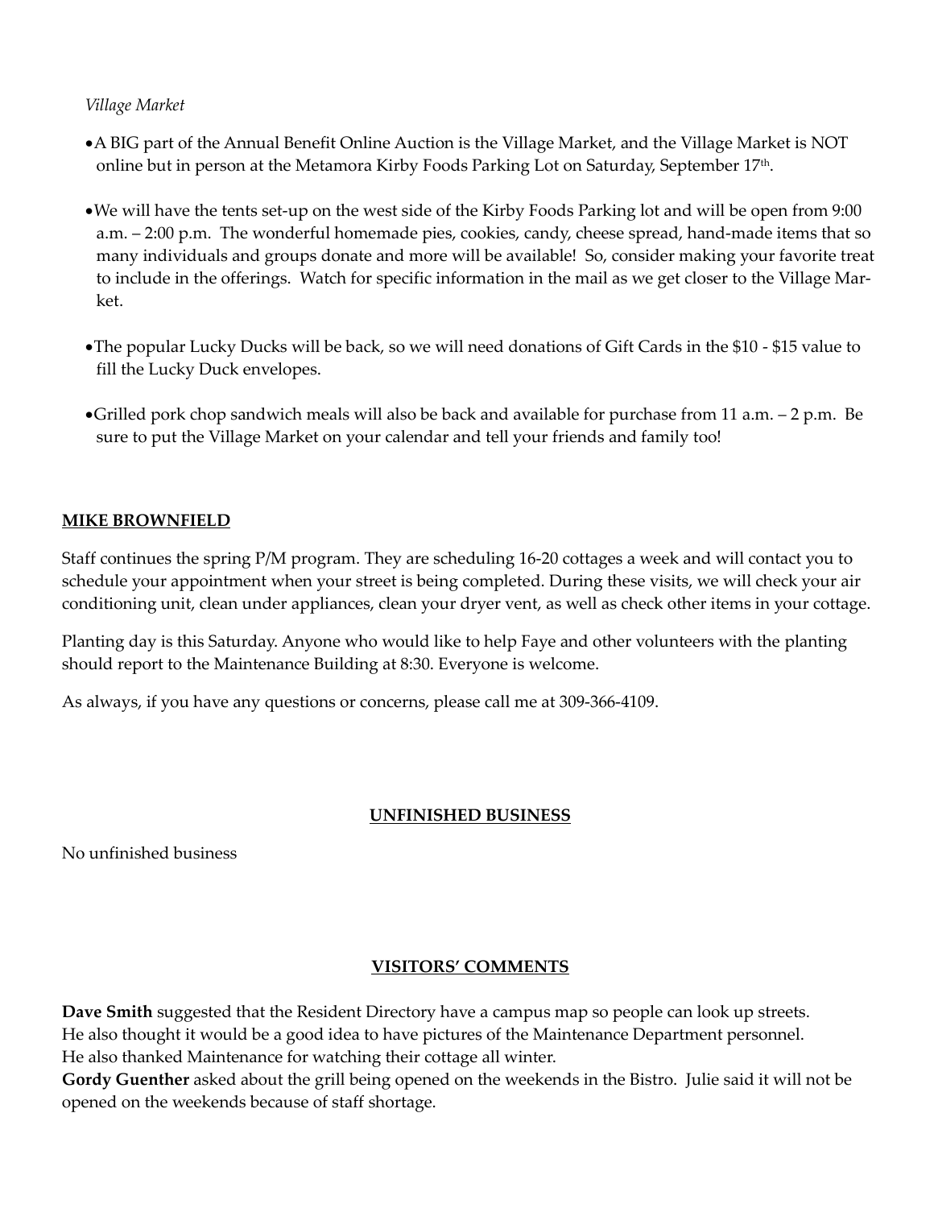*Village Market*

- A BIG part of the Annual Benefit Online Auction is the Village Market, and the Village Market is NOT online but in person at the Metamora Kirby Foods Parking Lot on Saturday, September 17th.
- We will have the tents set-up on the west side of the Kirby Foods Parking lot and will be open from 9:00 a.m. – 2:00 p.m. The wonderful homemade pies, cookies, candy, cheese spread, hand-made items that so many individuals and groups donate and more will be available! So, consider making your favorite treat to include in the offerings. Watch for specific information in the mail as we get closer to the Village Market.
- The popular Lucky Ducks will be back, so we will need donations of Gift Cards in the $10 - $15 value to fill the Lucky Duck envelopes.
- Grilled pork chop sandwich meals will also be back and available for purchase from 11 a.m. – 2 p.m. Be sure to put the Village Market on your calendar and tell your friends and family too!

**MIKE BROWNFIELD**

Staff continues the spring P/M program. They are scheduling 16-20 cottages a week and will contact you to schedule your appointment when your street is being completed. During these visits, we will check your air conditioning unit, clean under appliances, clean your dryer vent, as well as check other items in your cottage.

Planting day is this Saturday. Anyone who would like to help Faye and other volunteers with the planting should report to the Maintenance Building at 8:30. Everyone is welcome.

As always, if you have any questions or concerns, please call me at 309-366-4109.

## UNFINISHED BUSINESS

No unfinished business

## VISITORS' COMMENTS

**Dave Smith** suggested that the Resident Directory have a campus map so people can look up streets.
He also thought it would be a good idea to have pictures of the Maintenance Department personnel.
He also thanked Maintenance for watching their cottage all winter.
**Gordy Guenther** asked about the grill being opened on the weekends in the Bistro. Julie said it will not be opened on the weekends because of staff shortage.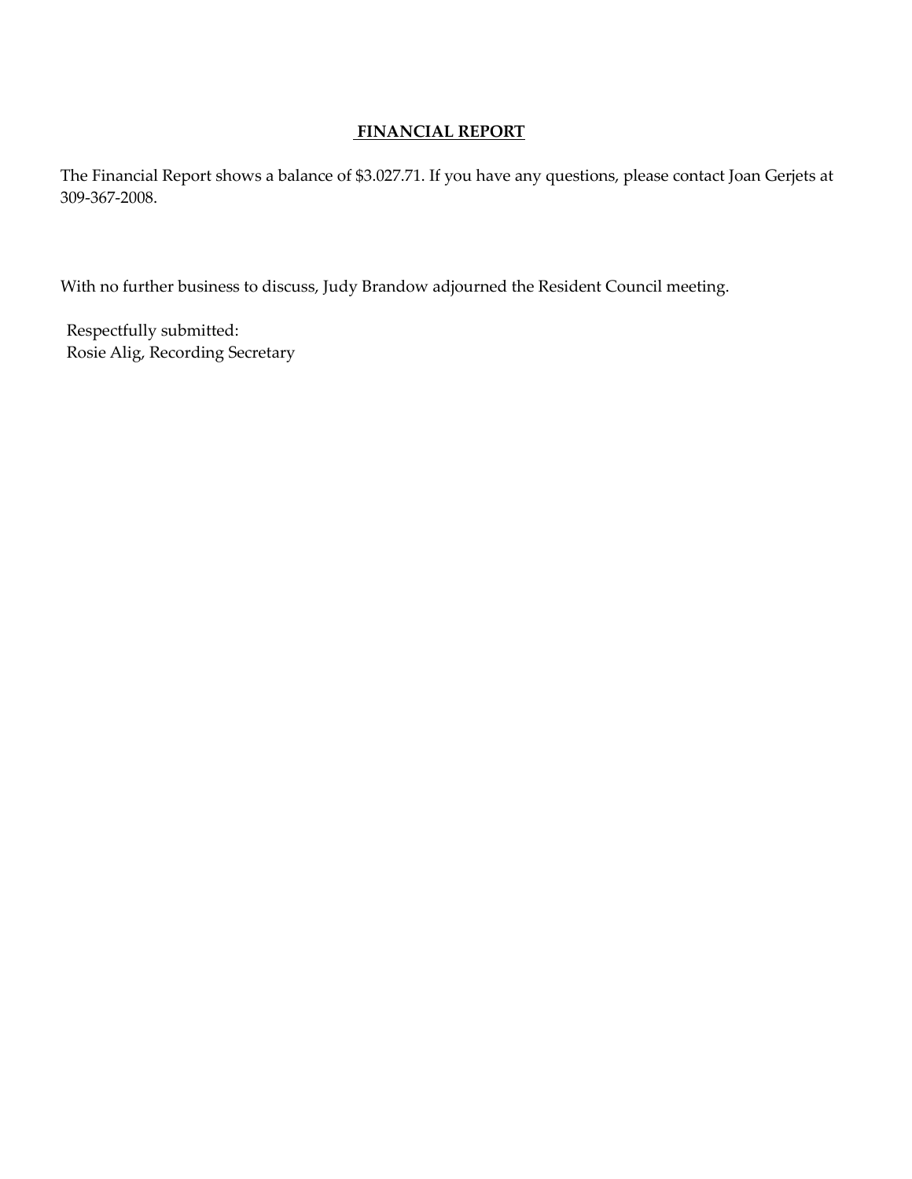## FINANCIAL REPORT

The Financial Report shows a balance of $3.027.71. If you have any questions, please contact Joan Gerjets at 309-367-2008.

With no further business to discuss, Judy Brandow adjourned the Resident Council meeting.

Respectfully submitted:
Rosie Alig, Recording Secretary